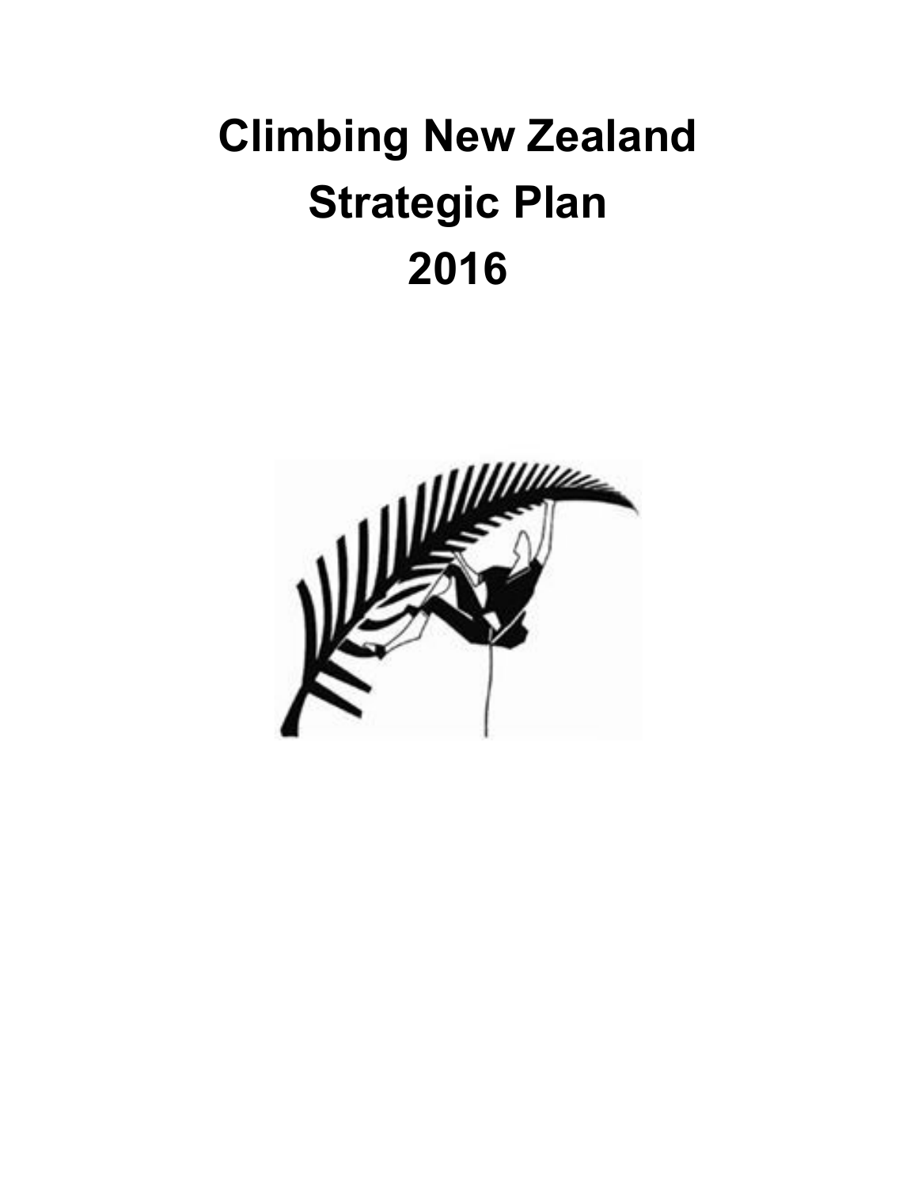# Climbing New Zealand
# Strategic Plan
# 2016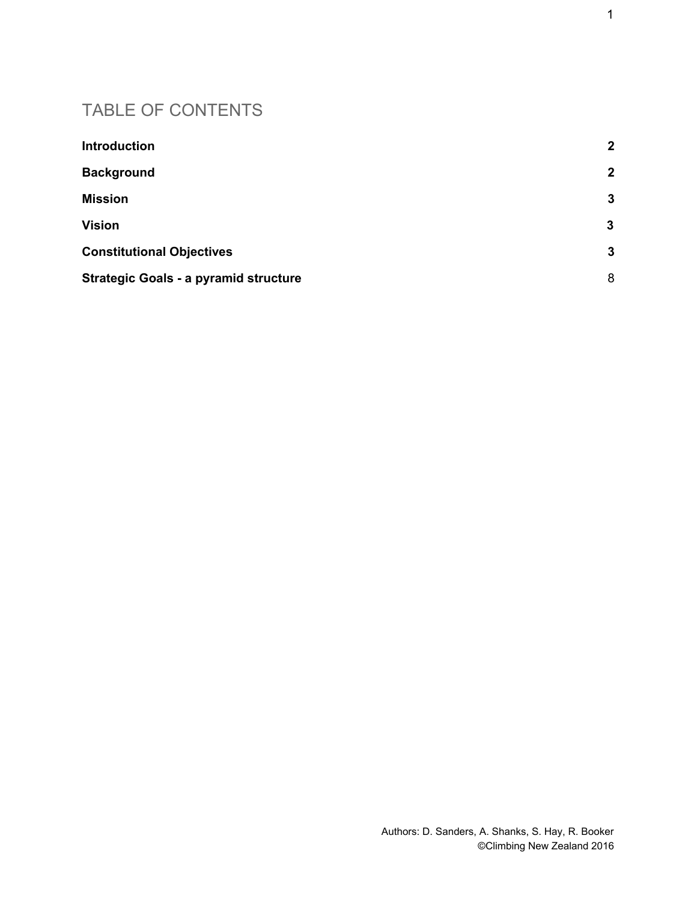# TABLE OF CONTENTS

| | |
|---|---|
| **Introduction** | **2** |
| **Background** | **2** |
| **Mission** | **3** |
| **Vision** | **3** |
| **Constitutional Objectives** | **3** |
| **Strategic Goals - a pyramid structure** | 8 |

Authors: D. Sanders, A. Shanks, S. Hay, R. Booker
©Climbing New Zealand 2016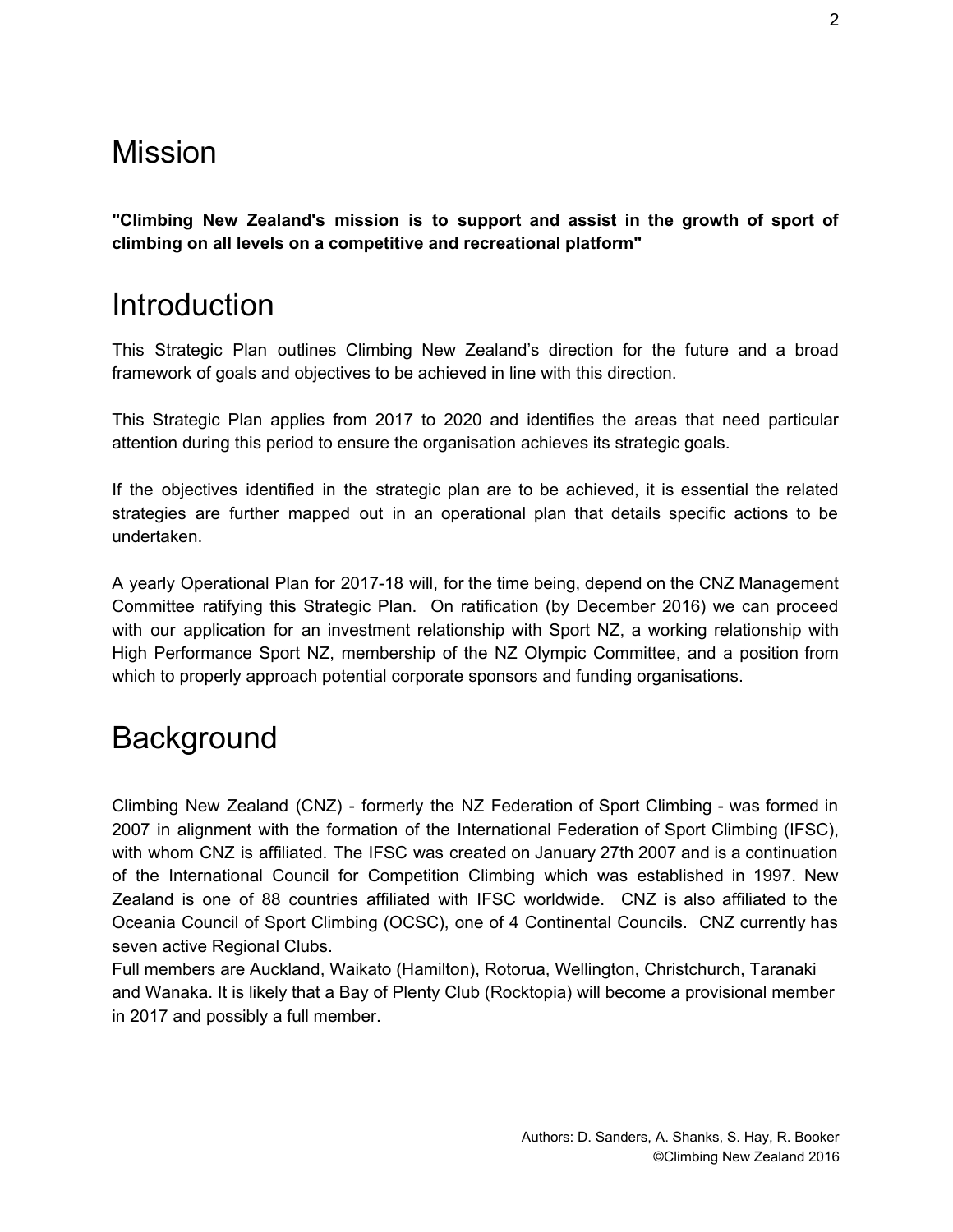# Mission

**"Climbing New Zealand's mission is to support and assist in the growth of sport of climbing on all levels on a competitive and recreational platform"**

# Introduction

This Strategic Plan outlines Climbing New Zealand's direction for the future and a broad framework of goals and objectives to be achieved in line with this direction.

This Strategic Plan applies from 2017 to 2020 and identifies the areas that need particular attention during this period to ensure the organisation achieves its strategic goals.

If the objectives identified in the strategic plan are to be achieved, it is essential the related strategies are further mapped out in an operational plan that details specific actions to be undertaken.

A yearly Operational Plan for 2017-18 will, for the time being, depend on the CNZ Management Committee ratifying this Strategic Plan. On ratification (by December 2016) we can proceed with our application for an investment relationship with Sport NZ, a working relationship with High Performance Sport NZ, membership of the NZ Olympic Committee, and a position from which to properly approach potential corporate sponsors and funding organisations.

# Background

Climbing New Zealand (CNZ) - formerly the NZ Federation of Sport Climbing - was formed in 2007 in alignment with the formation of the International Federation of Sport Climbing (IFSC), with whom CNZ is affiliated. The IFSC was created on January 27th 2007 and is a continuation of the International Council for Competition Climbing which was established in 1997. New Zealand is one of 88 countries affiliated with IFSC worldwide. CNZ is also affiliated to the Oceania Council of Sport Climbing (OCSC), one of 4 Continental Councils. CNZ currently has seven active Regional Clubs.
Full members are Auckland, Waikato (Hamilton), Rotorua, Wellington, Christchurch, Taranaki and Wanaka. It is likely that a Bay of Plenty Club (Rocktopia) will become a provisional member in 2017 and possibly a full member.

Authors: D. Sanders, A. Shanks, S. Hay, R. Booker
©Climbing New Zealand 2016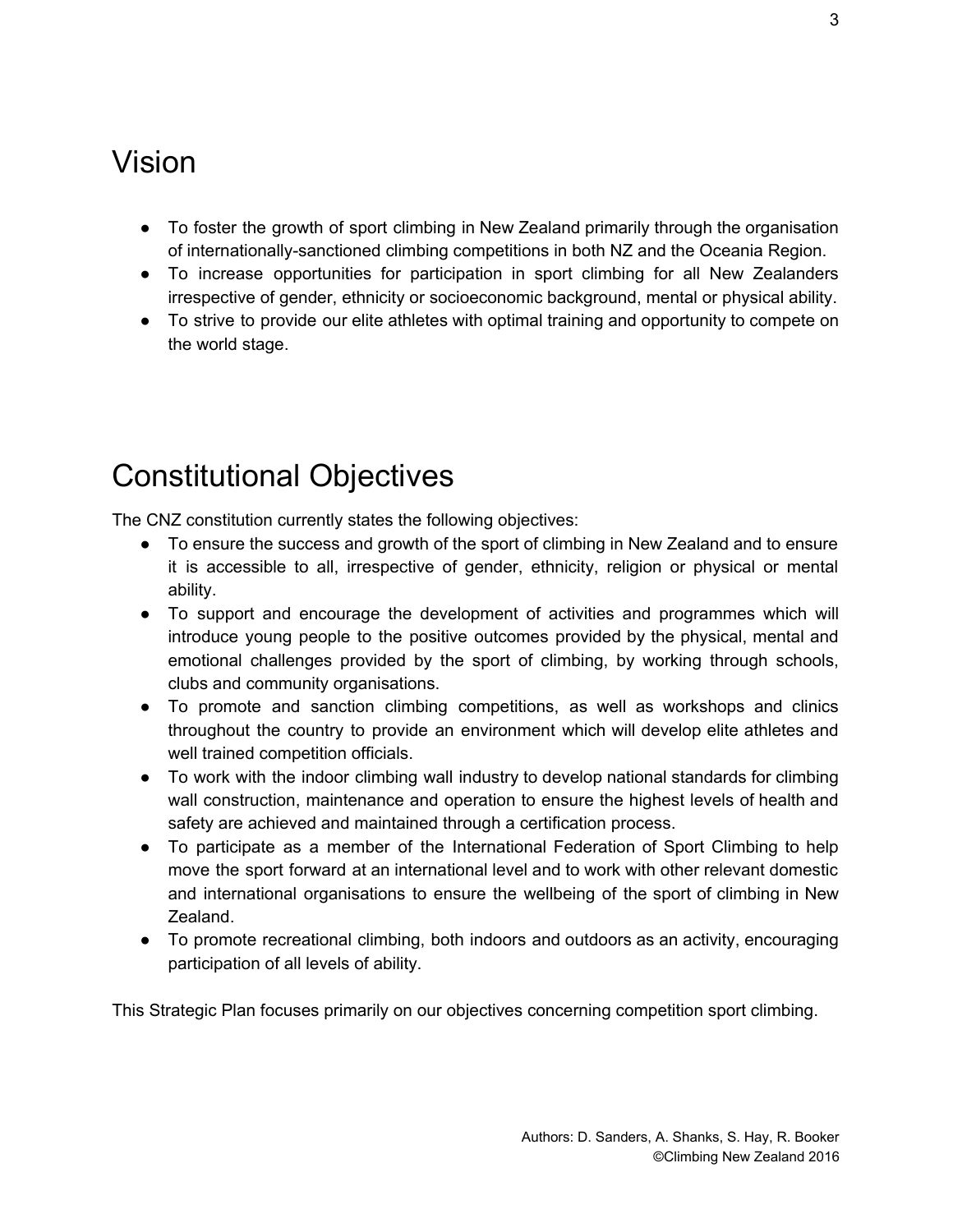# Vision

- To foster the growth of sport climbing in New Zealand primarily through the organisation of internationally-sanctioned climbing competitions in both NZ and the Oceania Region.
- To increase opportunities for participation in sport climbing for all New Zealanders irrespective of gender, ethnicity or socioeconomic background, mental or physical ability.
- To strive to provide our elite athletes with optimal training and opportunity to compete on the world stage.

# Constitutional Objectives

The CNZ constitution currently states the following objectives:

- To ensure the success and growth of the sport of climbing in New Zealand and to ensure it is accessible to all, irrespective of gender, ethnicity, religion or physical or mental ability.
- To support and encourage the development of activities and programmes which will introduce young people to the positive outcomes provided by the physical, mental and emotional challenges provided by the sport of climbing, by working through schools, clubs and community organisations.
- To promote and sanction climbing competitions, as well as workshops and clinics throughout the country to provide an environment which will develop elite athletes and well trained competition officials.
- To work with the indoor climbing wall industry to develop national standards for climbing wall construction, maintenance and operation to ensure the highest levels of health and safety are achieved and maintained through a certification process.
- To participate as a member of the International Federation of Sport Climbing to help move the sport forward at an international level and to work with other relevant domestic and international organisations to ensure the wellbeing of the sport of climbing in New Zealand.
- To promote recreational climbing, both indoors and outdoors as an activity, encouraging participation of all levels of ability.

This Strategic Plan focuses primarily on our objectives concerning competition sport climbing.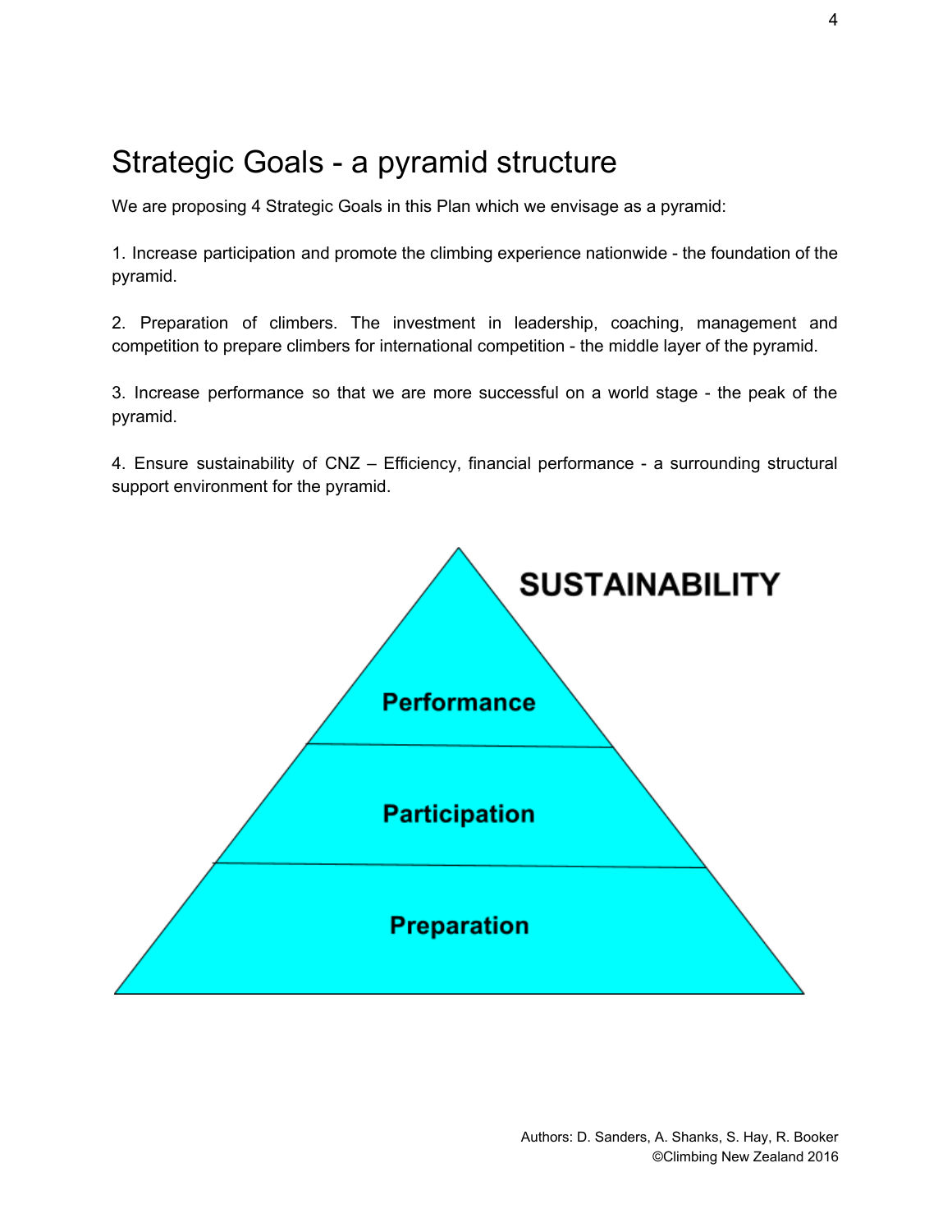# Strategic Goals - a pyramid structure

We are proposing 4 Strategic Goals in this Plan which we envisage as a pyramid:

1. Increase participation and promote the climbing experience nationwide - the foundation of the pyramid.

2. Preparation of climbers. The investment in leadership, coaching, management and competition to prepare climbers for international competition - the middle layer of the pyramid.

3. Increase performance so that we are more successful on a world stage - the peak of the pyramid.

4. Ensure sustainability of CNZ – Efficiency, financial performance - a surrounding structural support environment for the pyramid.

**SUSTAINABILITY**

**Performance**

**Participation**

**Preparation**

Authors: D. Sanders, A. Shanks, S. Hay, R. Booker
©Climbing New Zealand 2016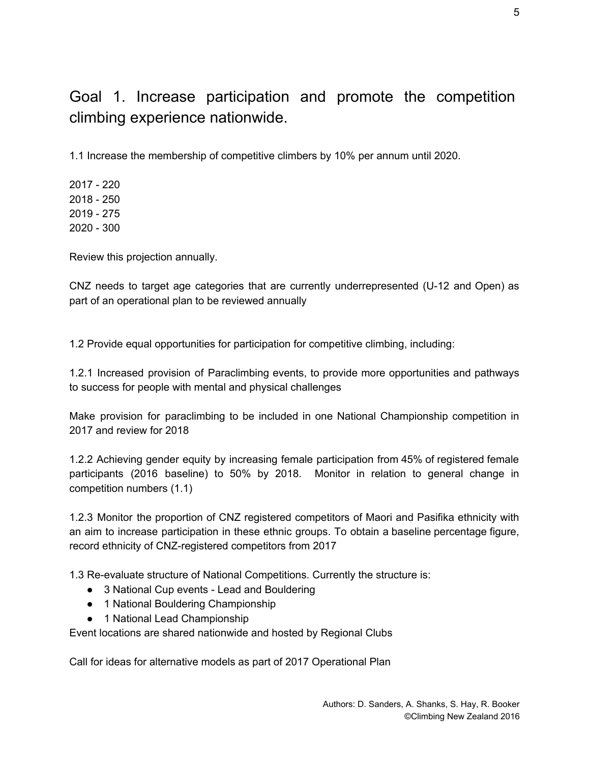## Goal 1. Increase participation and promote the competition climbing experience nationwide.

1.1 Increase the membership of competitive climbers by 10% per annum until 2020.

2017 - 220
2018 - 250
2019 - 275
2020 - 300

Review this projection annually.

CNZ needs to target age categories that are currently underrepresented (U-12 and Open) as part of an operational plan to be reviewed annually

1.2 Provide equal opportunities for participation for competitive climbing, including:

1.2.1 Increased provision of Paraclimbing events, to provide more opportunities and pathways to success for people with mental and physical challenges

Make provision for paraclimbing to be included in one National Championship competition in 2017 and review for 2018

1.2.2 Achieving gender equity by increasing female participation from 45% of registered female participants (2016 baseline) to 50% by 2018. Monitor in relation to general change in competition numbers (1.1)

1.2.3 Monitor the proportion of CNZ registered competitors of Maori and Pasifika ethnicity with an aim to increase participation in these ethnic groups. To obtain a baseline percentage figure, record ethnicity of CNZ-registered competitors from 2017

1.3 Re-evaluate structure of National Competitions. Currently the structure is:

- 3 National Cup events - Lead and Bouldering
- 1 National Bouldering Championship
- 1 National Lead Championship

Event locations are shared nationwide and hosted by Regional Clubs

Call for ideas for alternative models as part of 2017 Operational Plan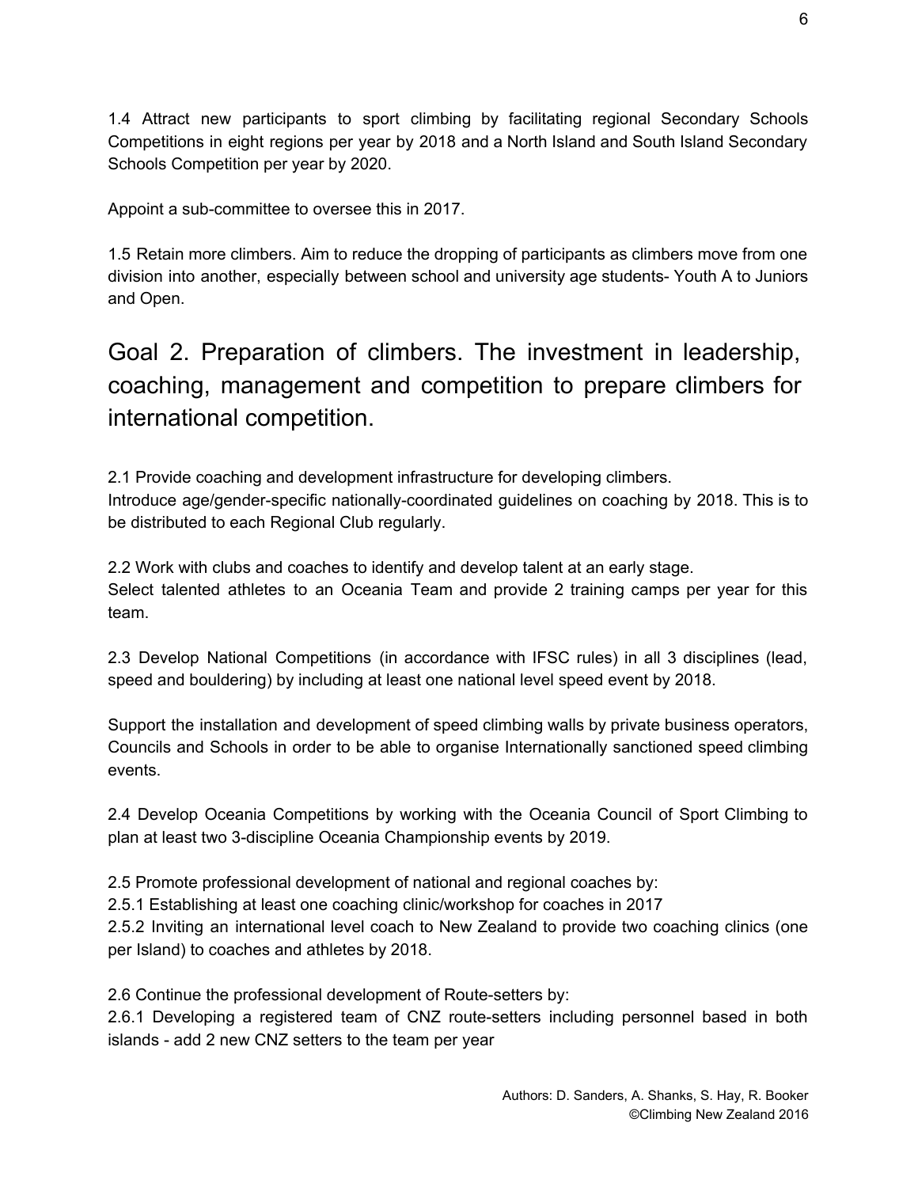1.4 Attract new participants to sport climbing by facilitating regional Secondary Schools Competitions in eight regions per year by 2018 and a North Island and South Island Secondary Schools Competition per year by 2020.

Appoint a sub-committee to oversee this in 2017.

1.5 Retain more climbers. Aim to reduce the dropping of participants as climbers move from one division into another, especially between school and university age students- Youth A to Juniors and Open.

## Goal 2. Preparation of climbers. The investment in leadership, coaching, management and competition to prepare climbers for international competition.

2.1 Provide coaching and development infrastructure for developing climbers.
Introduce age/gender-specific nationally-coordinated guidelines on coaching by 2018. This is to be distributed to each Regional Club regularly.

2.2 Work with clubs and coaches to identify and develop talent at an early stage.
Select talented athletes to an Oceania Team and provide 2 training camps per year for this team.

2.3 Develop National Competitions (in accordance with IFSC rules) in all 3 disciplines (lead, speed and bouldering) by including at least one national level speed event by 2018.

Support the installation and development of speed climbing walls by private business operators, Councils and Schools in order to be able to organise Internationally sanctioned speed climbing events.

2.4 Develop Oceania Competitions by working with the Oceania Council of Sport Climbing to plan at least two 3-discipline Oceania Championship events by 2019.

2.5 Promote professional development of national and regional coaches by:
2.5.1 Establishing at least one coaching clinic/workshop for coaches in 2017
2.5.2 Inviting an international level coach to New Zealand to provide two coaching clinics (one per Island) to coaches and athletes by 2018.

2.6 Continue the professional development of Route-setters by:
2.6.1 Developing a registered team of CNZ route-setters including personnel based in both islands - add 2 new CNZ setters to the team per year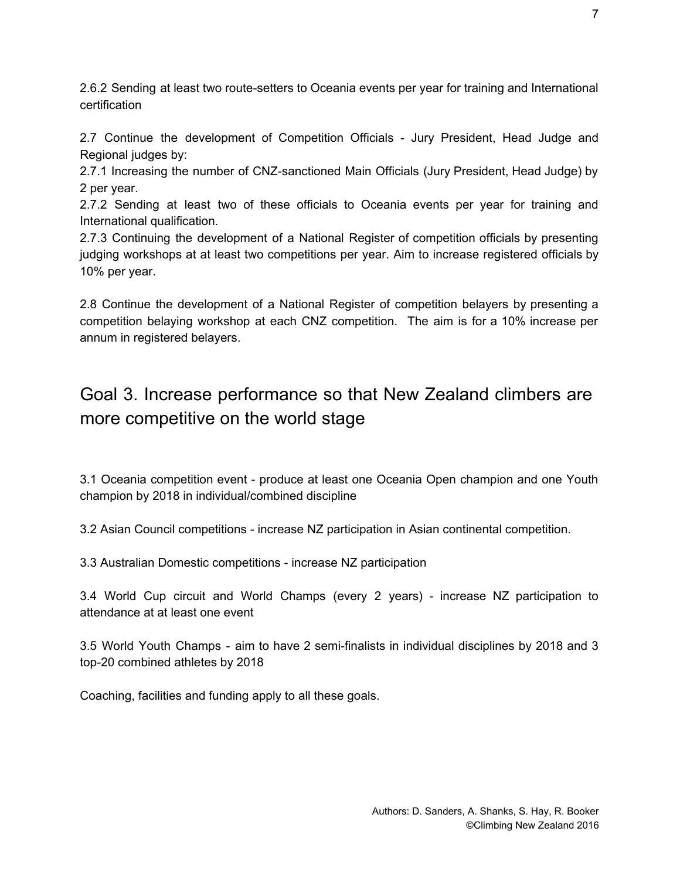2.6.2 Sending at least two route-setters to Oceania events per year for training and International certification

2.7 Continue the development of Competition Officials - Jury President, Head Judge and Regional judges by:
2.7.1 Increasing the number of CNZ-sanctioned Main Officials (Jury President, Head Judge) by 2 per year.
2.7.2 Sending at least two of these officials to Oceania events per year for training and International qualification.
2.7.3 Continuing the development of a National Register of competition officials by presenting judging workshops at at least two competitions per year. Aim to increase registered officials by 10% per year.

2.8 Continue the development of a National Register of competition belayers by presenting a competition belaying workshop at each CNZ competition. The aim is for a 10% increase per annum in registered belayers.

## Goal 3. Increase performance so that New Zealand climbers are more competitive on the world stage

3.1 Oceania competition event - produce at least one Oceania Open champion and one Youth champion by 2018 in individual/combined discipline

3.2 Asian Council competitions - increase NZ participation in Asian continental competition.

3.3 Australian Domestic competitions - increase NZ participation

3.4 World Cup circuit and World Champs (every 2 years) - increase NZ participation to attendance at at least one event

3.5 World Youth Champs - aim to have 2 semi-finalists in individual disciplines by 2018 and 3 top-20 combined athletes by 2018

Coaching, facilities and funding apply to all these goals.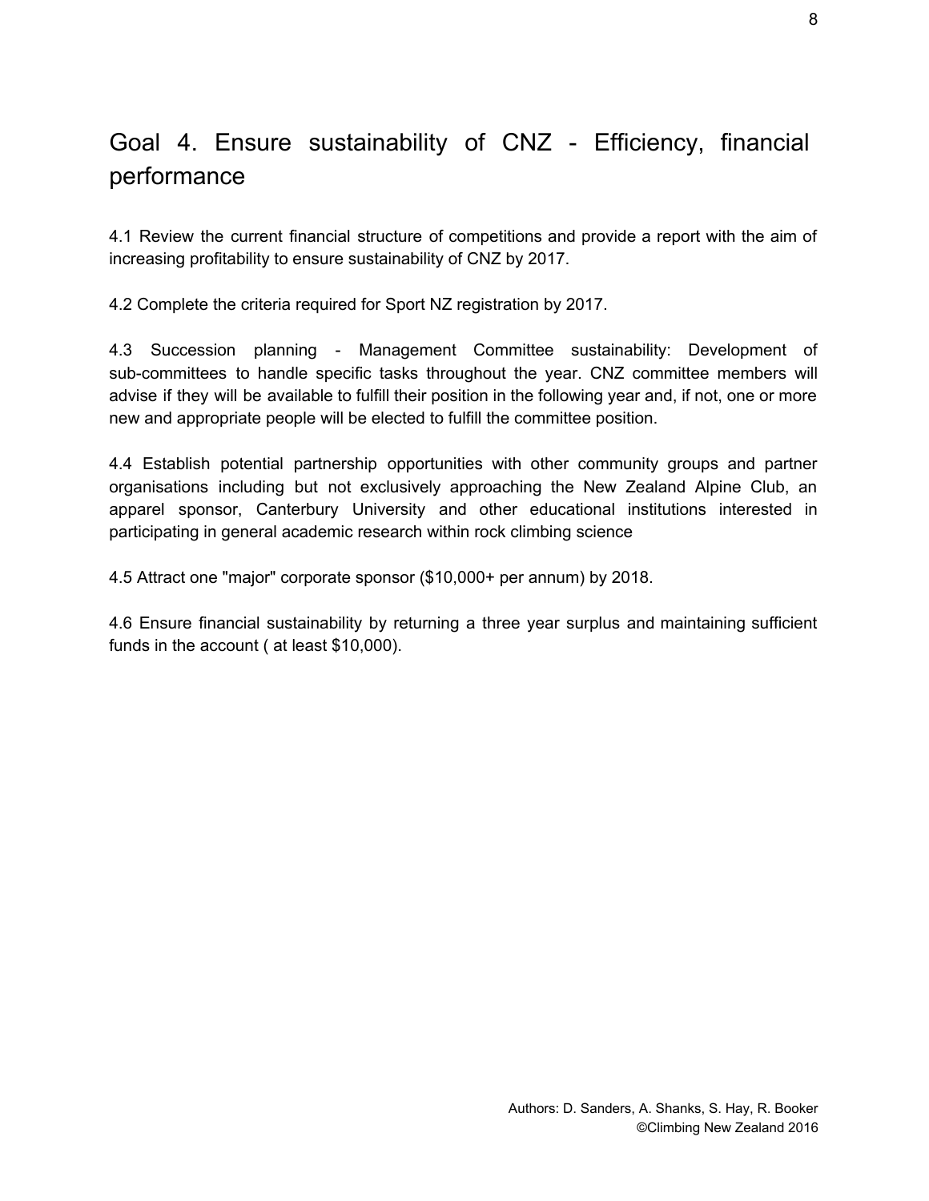## Goal 4. Ensure sustainability of CNZ - Efficiency, financial performance

4.1 Review the current financial structure of competitions and provide a report with the aim of increasing profitability to ensure sustainability of CNZ by 2017.

4.2 Complete the criteria required for Sport NZ registration by 2017.

4.3 Succession planning - Management Committee sustainability: Development of sub-committees to handle specific tasks throughout the year. CNZ committee members will advise if they will be available to fulfill their position in the following year and, if not, one or more new and appropriate people will be elected to fulfill the committee position.

4.4 Establish potential partnership opportunities with other community groups and partner organisations including but not exclusively approaching the New Zealand Alpine Club, an apparel sponsor, Canterbury University and other educational institutions interested in participating in general academic research within rock climbing science

4.5 Attract one "major" corporate sponsor ($10,000+ per annum) by 2018.

4.6 Ensure financial sustainability by returning a three year surplus and maintaining sufficient funds in the account ( at least $10,000).

Authors: D. Sanders, A. Shanks, S. Hay, R. Booker
©Climbing New Zealand 2016